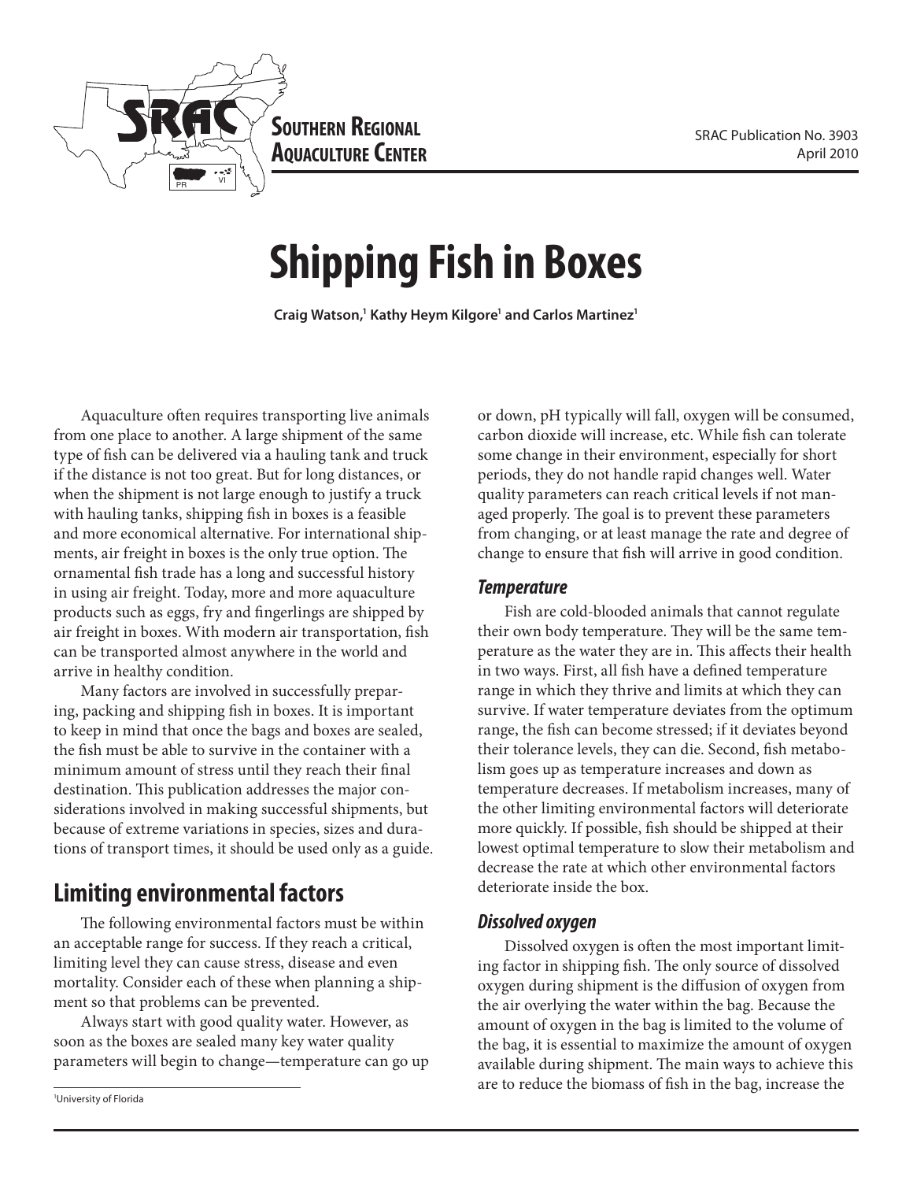SOUTHERN REGIONAL AQUACULTURE CENTER

SRAC Publication No. 3903
April 2010

# Shipping Fish in Boxes

**Craig Watson,[1] Kathy Heym Kilgore[1] and Carlos Martinez[1]**

Aquaculture often requires transporting live animals from one place to another. A large shipment of the same type of fish can be delivered via a hauling tank and truck if the distance is not too great. But for long distances, or when the shipment is not large enough to justify a truck with hauling tanks, shipping fish in boxes is a feasible and more economical alternative. For international shipments, air freight in boxes is the only true option. The ornamental fish trade has a long and successful history in using air freight. Today, more and more aquaculture products such as eggs, fry and fingerlings are shipped by air freight in boxes. With modern air transportation, fish can be transported almost anywhere in the world and arrive in healthy condition.

Many factors are involved in successfully preparing, packing and shipping fish in boxes. It is important to keep in mind that once the bags and boxes are sealed, the fish must be able to survive in the container with a minimum amount of stress until they reach their final destination. This publication addresses the major considerations involved in making successful shipments, but because of extreme variations in species, sizes and durations of transport times, it should be used only as a guide.

## Limiting environmental factors

The following environmental factors must be within an acceptable range for success. If they reach a critical, limiting level they can cause stress, disease and even mortality. Consider each of these when planning a shipment so that problems can be prevented.

Always start with good quality water. However, as soon as the boxes are sealed many key water quality parameters will begin to change—temperature can go up or down, pH typically will fall, oxygen will be consumed, carbon dioxide will increase, etc. While fish can tolerate some change in their environment, especially for short periods, they do not handle rapid changes well. Water quality parameters can reach critical levels if not managed properly. The goal is to prevent these parameters from changing, or at least manage the rate and degree of change to ensure that fish will arrive in good condition.

### *Temperature*

Fish are cold-blooded animals that cannot regulate their own body temperature. They will be the same temperature as the water they are in. This affects their health in two ways. First, all fish have a defined temperature range in which they thrive and limits at which they can survive. If water temperature deviates from the optimum range, the fish can become stressed; if it deviates beyond their tolerance levels, they can die. Second, fish metabolism goes up as temperature increases and down as temperature decreases. If metabolism increases, many of the other limiting environmental factors will deteriorate more quickly. If possible, fish should be shipped at their lowest optimal temperature to slow their metabolism and decrease the rate at which other environmental factors deteriorate inside the box.

### *Dissolved oxygen*

Dissolved oxygen is often the most important limiting factor in shipping fish. The only source of dissolved oxygen during shipment is the diffusion of oxygen from the air overlying the water within the bag. Because the amount of oxygen in the bag is limited to the volume of the bag, it is essential to maximize the amount of oxygen available during shipment. The main ways to achieve this are to reduce the biomass of fish in the bag, increase the

[1] University of Florida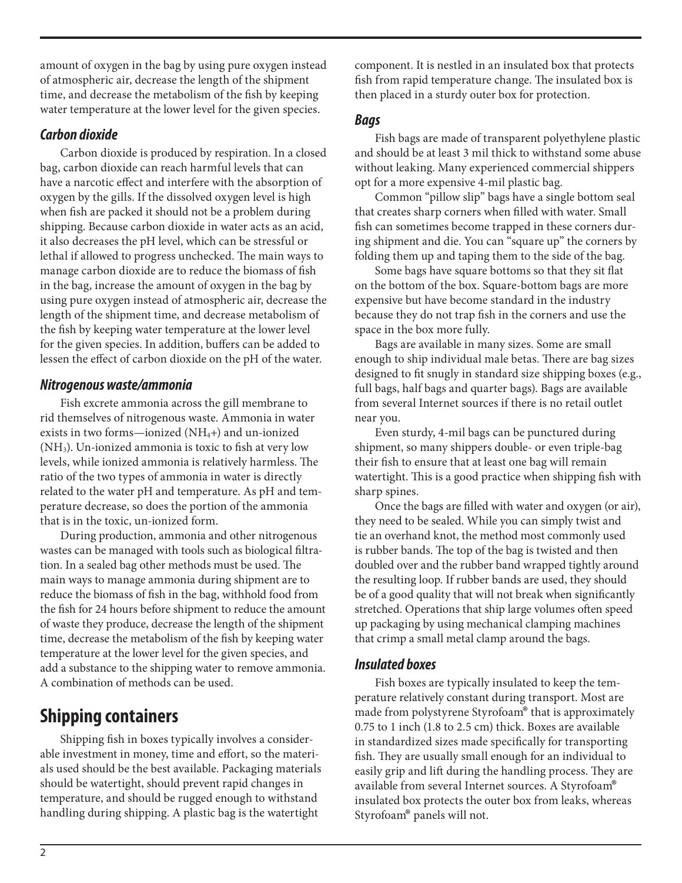amount of oxygen in the bag by using pure oxygen instead of atmospheric air, decrease the length of the shipment time, and decrease the metabolism of the fish by keeping water temperature at the lower level for the given species.

### *Carbon dioxide*

Carbon dioxide is produced by respiration. In a closed bag, carbon dioxide can reach harmful levels that can have a narcotic effect and interfere with the absorption of oxygen by the gills. If the dissolved oxygen level is high when fish are packed it should not be a problem during shipping. Because carbon dioxide in water acts as an acid, it also decreases the pH level, which can be stressful or lethal if allowed to progress unchecked. The main ways to manage carbon dioxide are to reduce the biomass of fish in the bag, increase the amount of oxygen in the bag by using pure oxygen instead of atmospheric air, decrease the length of the shipment time, and decrease metabolism of the fish by keeping water temperature at the lower level for the given species. In addition, buffers can be added to lessen the effect of carbon dioxide on the pH of the water.

### *Nitrogenous waste/ammonia*

Fish excrete ammonia across the gill membrane to rid themselves of nitrogenous waste. Ammonia in water exists in two forms—ionized ($NH_4$+) and un-ionized ($NH_3$). Un-ionized ammonia is toxic to fish at very low levels, while ionized ammonia is relatively harmless. The ratio of the two types of ammonia in water is directly related to the water pH and temperature. As pH and temperature decrease, so does the portion of the ammonia that is in the toxic, un-ionized form.

During production, ammonia and other nitrogenous wastes can be managed with tools such as biological filtration. In a sealed bag other methods must be used. The main ways to manage ammonia during shipment are to reduce the biomass of fish in the bag, withhold food from the fish for 24 hours before shipment to reduce the amount of waste they produce, decrease the length of the shipment time, decrease the metabolism of the fish by keeping water temperature at the lower level for the given species, and add a substance to the shipping water to remove ammonia. A combination of methods can be used.

## Shipping containers

Shipping fish in boxes typically involves a considerable investment in money, time and effort, so the materials used should be the best available. Packaging materials should be watertight, should prevent rapid changes in temperature, and should be rugged enough to withstand handling during shipping. A plastic bag is the watertight component. It is nestled in an insulated box that protects fish from rapid temperature change. The insulated box is then placed in a sturdy outer box for protection.

### *Bags*

Fish bags are made of transparent polyethylene plastic and should be at least 3 mil thick to withstand some abuse without leaking. Many experienced commercial shippers opt for a more expensive 4-mil plastic bag.

Common "pillow slip" bags have a single bottom seal that creates sharp corners when filled with water. Small fish can sometimes become trapped in these corners during shipment and die. You can "square up" the corners by folding them up and taping them to the side of the bag.

Some bags have square bottoms so that they sit flat on the bottom of the box. Square-bottom bags are more expensive but have become standard in the industry because they do not trap fish in the corners and use the space in the box more fully.

Bags are available in many sizes. Some are small enough to ship individual male betas. There are bag sizes designed to fit snugly in standard size shipping boxes (e.g., full bags, half bags and quarter bags). Bags are available from several Internet sources if there is no retail outlet near you.

Even sturdy, 4-mil bags can be punctured during shipment, so many shippers double- or even triple-bag their fish to ensure that at least one bag will remain watertight. This is a good practice when shipping fish with sharp spines.

Once the bags are filled with water and oxygen (or air), they need to be sealed. While you can simply twist and tie an overhand knot, the method most commonly used is rubber bands. The top of the bag is twisted and then doubled over and the rubber band wrapped tightly around the resulting loop. If rubber bands are used, they should be of a good quality that will not break when significantly stretched. Operations that ship large volumes often speed up packaging by using mechanical clamping machines that crimp a small metal clamp around the bags.

### *Insulated boxes*

Fish boxes are typically insulated to keep the temperature relatively constant during transport. Most are made from polystyrene Styrofoam® that is approximately 0.75 to 1 inch (1.8 to 2.5 cm) thick. Boxes are available in standardized sizes made specifically for transporting fish. They are usually small enough for an individual to easily grip and lift during the handling process. They are available from several Internet sources. A Styrofoam® insulated box protects the outer box from leaks, whereas Styrofoam® panels will not.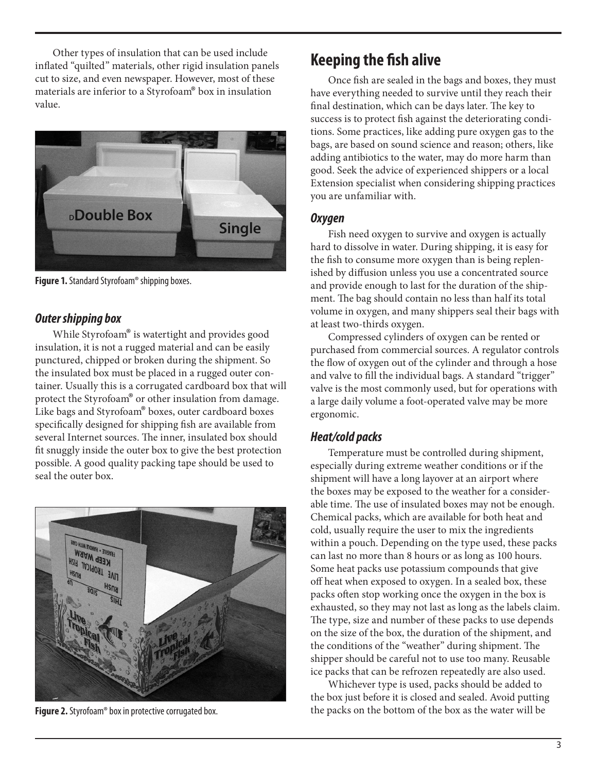Other types of insulation that can be used include inflated "quilted" materials, other rigid insulation panels cut to size, and even newspaper. However, most of these materials are inferior to a Styrofoam® box in insulation value.

**Figure 1.** Standard Styrofoam® shipping boxes.

### *Outer shipping box*

While Styrofoam® is watertight and provides good insulation, it is not a rugged material and can be easily punctured, chipped or broken during the shipment. So the insulated box must be placed in a rugged outer container. Usually this is a corrugated cardboard box that will protect the Styrofoam® or other insulation from damage. Like bags and Styrofoam® boxes, outer cardboard boxes specifically designed for shipping fish are available from several Internet sources. The inner, insulated box should fit snuggly inside the outer box to give the best protection possible. A good quality packing tape should be used to seal the outer box.

**Figure 2.** Styrofoam® box in protective corrugated box.

## Keeping the fish alive

Once fish are sealed in the bags and boxes, they must have everything needed to survive until they reach their final destination, which can be days later. The key to success is to protect fish against the deteriorating conditions. Some practices, like adding pure oxygen gas to the bags, are based on sound science and reason; others, like adding antibiotics to the water, may do more harm than good. Seek the advice of experienced shippers or a local Extension specialist when considering shipping practices you are unfamiliar with.

### *Oxygen*

Fish need oxygen to survive and oxygen is actually hard to dissolve in water. During shipping, it is easy for the fish to consume more oxygen than is being replenished by diffusion unless you use a concentrated source and provide enough to last for the duration of the shipment. The bag should contain no less than half its total volume in oxygen, and many shippers seal their bags with at least two-thirds oxygen.

Compressed cylinders of oxygen can be rented or purchased from commercial sources. A regulator controls the flow of oxygen out of the cylinder and through a hose and valve to fill the individual bags. A standard "trigger" valve is the most commonly used, but for operations with a large daily volume a foot-operated valve may be more ergonomic.

### *Heat/cold packs*

Temperature must be controlled during shipment, especially during extreme weather conditions or if the shipment will have a long layover at an airport where the boxes may be exposed to the weather for a considerable time. The use of insulated boxes may not be enough. Chemical packs, which are available for both heat and cold, usually require the user to mix the ingredients within a pouch. Depending on the type used, these packs can last no more than 8 hours or as long as 100 hours. Some heat packs use potassium compounds that give off heat when exposed to oxygen. In a sealed box, these packs often stop working once the oxygen in the box is exhausted, so they may not last as long as the labels claim. The type, size and number of these packs to use depends on the size of the box, the duration of the shipment, and the conditions of the "weather" during shipment. The shipper should be careful not to use too many. Reusable ice packs that can be refrozen repeatedly are also used.

Whichever type is used, packs should be added to the box just before it is closed and sealed. Avoid putting the packs on the bottom of the box as the water will be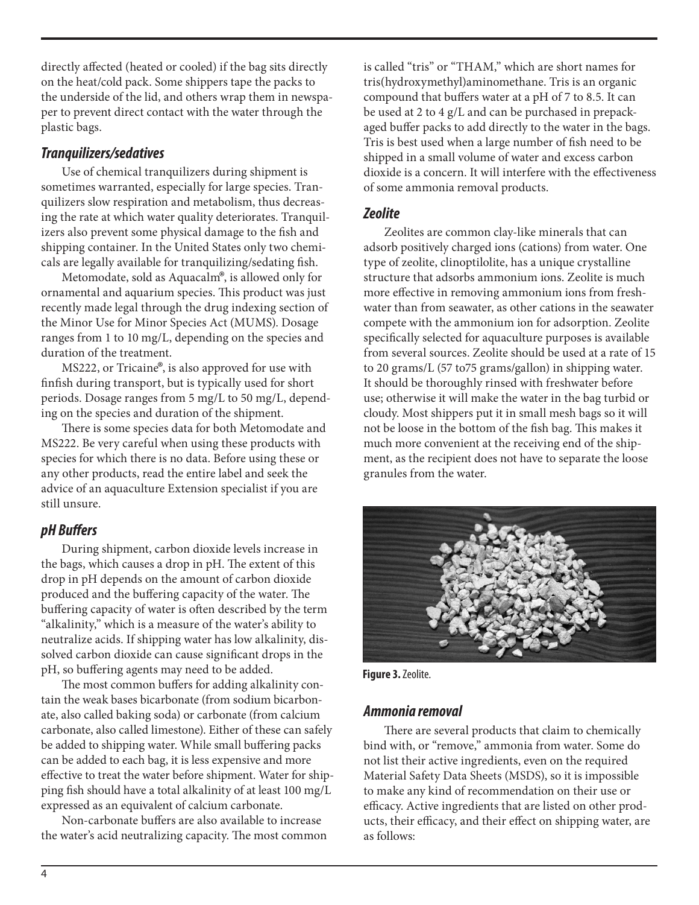directly affected (heated or cooled) if the bag sits directly on the heat/cold pack. Some shippers tape the packs to the underside of the lid, and others wrap them in newspaper to prevent direct contact with the water through the plastic bags.

### *Tranquilizers/sedatives*

Use of chemical tranquilizers during shipment is sometimes warranted, especially for large species. Tranquilizers slow respiration and metabolism, thus decreasing the rate at which water quality deteriorates. Tranquilizers also prevent some physical damage to the fish and shipping container. In the United States only two chemicals are legally available for tranquilizing/sedating fish.

Metomodate, sold as Aquacalm®, is allowed only for ornamental and aquarium species. This product was just recently made legal through the drug indexing section of the Minor Use for Minor Species Act (MUMS). Dosage ranges from 1 to 10 mg/L, depending on the species and duration of the treatment.

MS222, or Tricaine®, is also approved for use with finfish during transport, but is typically used for short periods. Dosage ranges from 5 mg/L to 50 mg/L, depending on the species and duration of the shipment.

There is some species data for both Metomodate and MS222. Be very careful when using these products with species for which there is no data. Before using these or any other products, read the entire label and seek the advice of an aquaculture Extension specialist if you are still unsure.

### *pH Buffers*

During shipment, carbon dioxide levels increase in the bags, which causes a drop in pH. The extent of this drop in pH depends on the amount of carbon dioxide produced and the buffering capacity of the water. The buffering capacity of water is often described by the term "alkalinity," which is a measure of the water's ability to neutralize acids. If shipping water has low alkalinity, dissolved carbon dioxide can cause significant drops in the pH, so buffering agents may need to be added.

The most common buffers for adding alkalinity contain the weak bases bicarbonate (from sodium bicarbonate, also called baking soda) or carbonate (from calcium carbonate, also called limestone). Either of these can safely be added to shipping water. While small buffering packs can be added to each bag, it is less expensive and more effective to treat the water before shipment. Water for shipping fish should have a total alkalinity of at least 100 mg/L expressed as an equivalent of calcium carbonate.

Non-carbonate buffers are also available to increase the water's acid neutralizing capacity. The most common is called "tris" or "THAM," which are short names for tris(hydroxymethyl)aminomethane. Tris is an organic compound that buffers water at a pH of 7 to 8.5. It can be used at 2 to 4 g/L and can be purchased in prepackaged buffer packs to add directly to the water in the bags. Tris is best used when a large number of fish need to be shipped in a small volume of water and excess carbon dioxide is a concern. It will interfere with the effectiveness of some ammonia removal products.

### *Zeolite*

Zeolites are common clay-like minerals that can adsorb positively charged ions (cations) from water. One type of zeolite, clinoptilolite, has a unique crystalline structure that adsorbs ammonium ions. Zeolite is much more effective in removing ammonium ions from freshwater than from seawater, as other cations in the seawater compete with the ammonium ion for adsorption. Zeolite specifically selected for aquaculture purposes is available from several sources. Zeolite should be used at a rate of 15 to 20 grams/L (57 to75 grams/gallon) in shipping water. It should be thoroughly rinsed with freshwater before use; otherwise it will make the water in the bag turbid or cloudy. Most shippers put it in small mesh bags so it will not be loose in the bottom of the fish bag. This makes it much more convenient at the receiving end of the shipment, as the recipient does not have to separate the loose granules from the water.

**Figure 3.** Zeolite.

### *Ammonia removal*

There are several products that claim to chemically bind with, or "remove," ammonia from water. Some do not list their active ingredients, even on the required Material Safety Data Sheets (MSDS), so it is impossible to make any kind of recommendation on their use or efficacy. Active ingredients that are listed on other products, their efficacy, and their effect on shipping water, are as follows: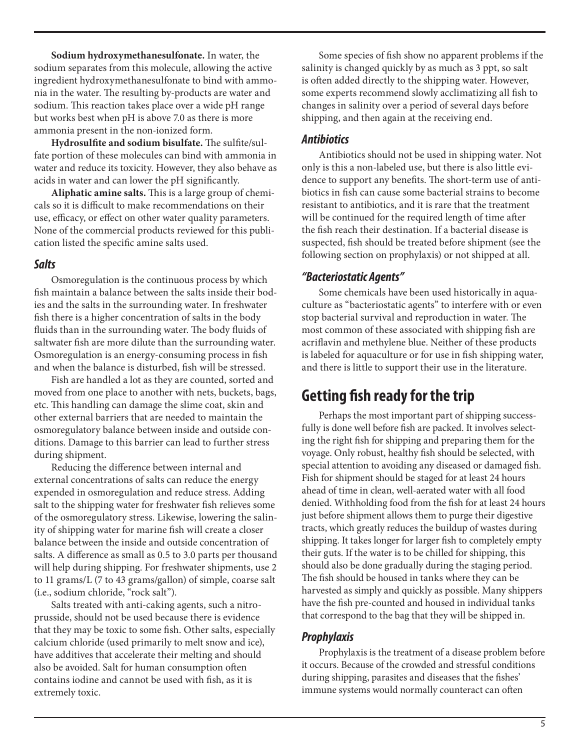**Sodium hydroxymethanesulfonate.** In water, the sodium separates from this molecule, allowing the active ingredient hydroxymethanesulfonate to bind with ammonia in the water. The resulting by-products are water and sodium. This reaction takes place over a wide pH range but works best when pH is above 7.0 as there is more ammonia present in the non-ionized form.

**Hydrosulfite and sodium bisulfate.** The sulfite/sulfate portion of these molecules can bind with ammonia in water and reduce its toxicity. However, they also behave as acids in water and can lower the pH significantly.

**Aliphatic amine salts.** This is a large group of chemicals so it is difficult to make recommendations on their use, efficacy, or effect on other water quality parameters. None of the commercial products reviewed for this publication listed the specific amine salts used.

### *Salts*

Osmoregulation is the continuous process by which fish maintain a balance between the salts inside their bodies and the salts in the surrounding water. In freshwater fish there is a higher concentration of salts in the body fluids than in the surrounding water. The body fluids of saltwater fish are more dilute than the surrounding water. Osmoregulation is an energy-consuming process in fish and when the balance is disturbed, fish will be stressed.

Fish are handled a lot as they are counted, sorted and moved from one place to another with nets, buckets, bags, etc. This handling can damage the slime coat, skin and other external barriers that are needed to maintain the osmoregulatory balance between inside and outside conditions. Damage to this barrier can lead to further stress during shipment.

Reducing the difference between internal and external concentrations of salts can reduce the energy expended in osmoregulation and reduce stress. Adding salt to the shipping water for freshwater fish relieves some of the osmoregulatory stress. Likewise, lowering the salinity of shipping water for marine fish will create a closer balance between the inside and outside concentration of salts. A difference as small as 0.5 to 3.0 parts per thousand will help during shipping. For freshwater shipments, use 2 to 11 grams/L (7 to 43 grams/gallon) of simple, coarse salt (i.e., sodium chloride, "rock salt").

Salts treated with anti-caking agents, such a nitroprusside, should not be used because there is evidence that they may be toxic to some fish. Other salts, especially calcium chloride (used primarily to melt snow and ice), have additives that accelerate their melting and should also be avoided. Salt for human consumption often contains iodine and cannot be used with fish, as it is extremely toxic.

Some species of fish show no apparent problems if the salinity is changed quickly by as much as 3 ppt, so salt is often added directly to the shipping water. However, some experts recommend slowly acclimatizing all fish to changes in salinity over a period of several days before shipping, and then again at the receiving end.

### *Antibiotics*

Antibiotics should not be used in shipping water. Not only is this a non-labeled use, but there is also little evidence to support any benefits. The short-term use of antibiotics in fish can cause some bacterial strains to become resistant to antibiotics, and it is rare that the treatment will be continued for the required length of time after the fish reach their destination. If a bacterial disease is suspected, fish should be treated before shipment (see the following section on prophylaxis) or not shipped at all.

### *"Bacteriostatic Agents"*

Some chemicals have been used historically in aquaculture as "bacteriostatic agents" to interfere with or even stop bacterial survival and reproduction in water. The most common of these associated with shipping fish are acriflavin and methylene blue. Neither of these products is labeled for aquaculture or for use in fish shipping water, and there is little to support their use in the literature.

## Getting fish ready for the trip

Perhaps the most important part of shipping successfully is done well before fish are packed. It involves selecting the right fish for shipping and preparing them for the voyage. Only robust, healthy fish should be selected, with special attention to avoiding any diseased or damaged fish. Fish for shipment should be staged for at least 24 hours ahead of time in clean, well-aerated water with all food denied. Withholding food from the fish for at least 24 hours just before shipment allows them to purge their digestive tracts, which greatly reduces the buildup of wastes during shipping. It takes longer for larger fish to completely empty their guts. If the water is to be chilled for shipping, this should also be done gradually during the staging period. The fish should be housed in tanks where they can be harvested as simply and quickly as possible. Many shippers have the fish pre-counted and housed in individual tanks that correspond to the bag that they will be shipped in.

### *Prophylaxis*

Prophylaxis is the treatment of a disease problem before it occurs. Because of the crowded and stressful conditions during shipping, parasites and diseases that the fishes' immune systems would normally counteract can often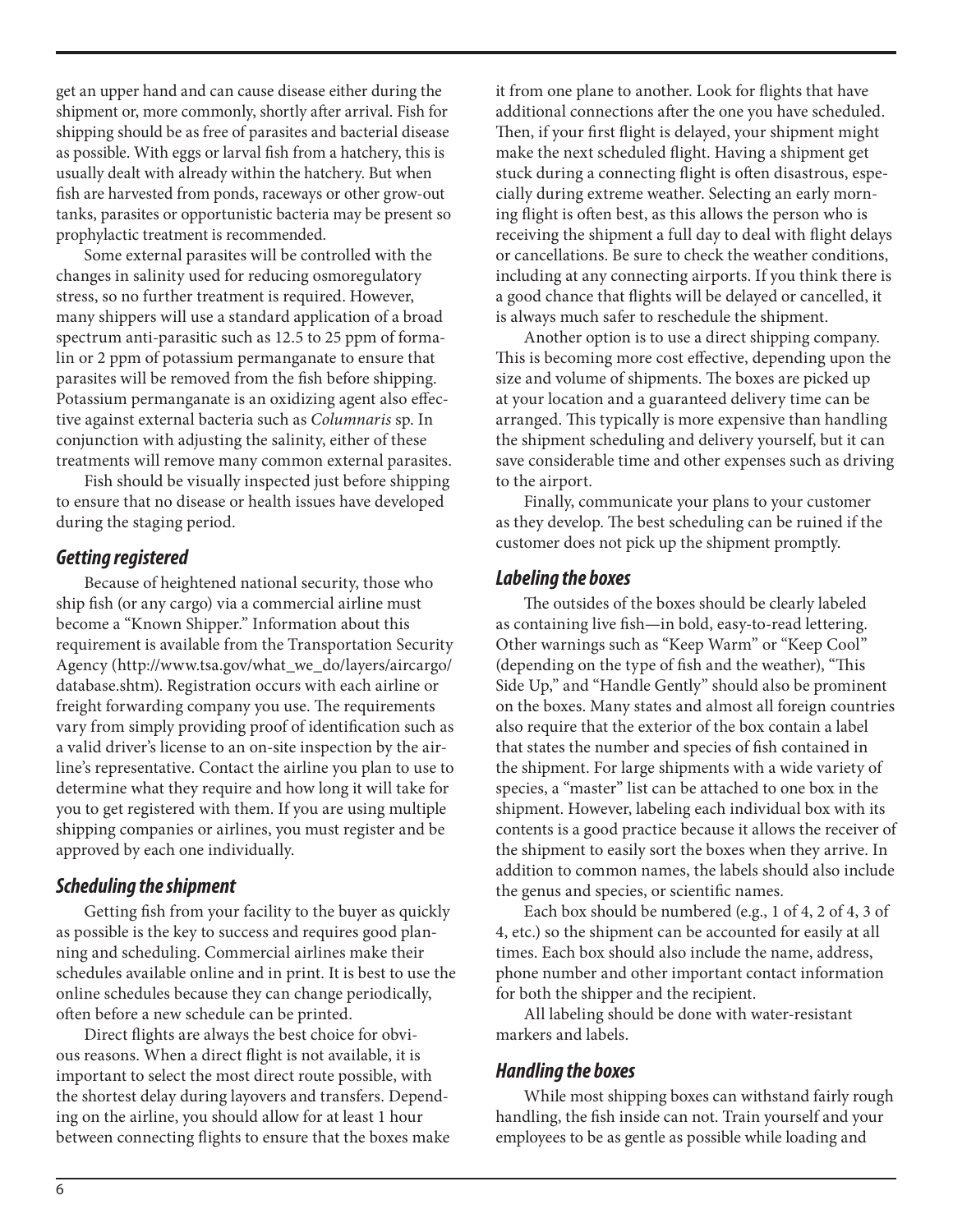get an upper hand and can cause disease either during the shipment or, more commonly, shortly after arrival. Fish for shipping should be as free of parasites and bacterial disease as possible. With eggs or larval fish from a hatchery, this is usually dealt with already within the hatchery. But when fish are harvested from ponds, raceways or other grow-out tanks, parasites or opportunistic bacteria may be present so prophylactic treatment is recommended.

Some external parasites will be controlled with the changes in salinity used for reducing osmoregulatory stress, so no further treatment is required. However, many shippers will use a standard application of a broad spectrum anti-parasitic such as 12.5 to 25 ppm of formalin or 2 ppm of potassium permanganate to ensure that parasites will be removed from the fish before shipping. Potassium permanganate is an oxidizing agent also effective against external bacteria such as *Columnaris* sp. In conjunction with adjusting the salinity, either of these treatments will remove many common external parasites.

Fish should be visually inspected just before shipping to ensure that no disease or health issues have developed during the staging period.

### *Getting registered*

Because of heightened national security, those who ship fish (or any cargo) via a commercial airline must become a "Known Shipper." Information about this requirement is available from the Transportation Security Agency (http://www.tsa.gov/what_we_do/layers/aircargo/database.shtm). Registration occurs with each airline or freight forwarding company you use. The requirements vary from simply providing proof of identification such as a valid driver's license to an on-site inspection by the airline's representative. Contact the airline you plan to use to determine what they require and how long it will take for you to get registered with them. If you are using multiple shipping companies or airlines, you must register and be approved by each one individually.

### *Scheduling the shipment*

Getting fish from your facility to the buyer as quickly as possible is the key to success and requires good planning and scheduling. Commercial airlines make their schedules available online and in print. It is best to use the online schedules because they can change periodically, often before a new schedule can be printed.

Direct flights are always the best choice for obvious reasons. When a direct flight is not available, it is important to select the most direct route possible, with the shortest delay during layovers and transfers. Depending on the airline, you should allow for at least 1 hour between connecting flights to ensure that the boxes make it from one plane to another. Look for flights that have additional connections after the one you have scheduled. Then, if your first flight is delayed, your shipment might make the next scheduled flight. Having a shipment get stuck during a connecting flight is often disastrous, especially during extreme weather. Selecting an early morning flight is often best, as this allows the person who is receiving the shipment a full day to deal with flight delays or cancellations. Be sure to check the weather conditions, including at any connecting airports. If you think there is a good chance that flights will be delayed or cancelled, it is always much safer to reschedule the shipment.

Another option is to use a direct shipping company. This is becoming more cost effective, depending upon the size and volume of shipments. The boxes are picked up at your location and a guaranteed delivery time can be arranged. This typically is more expensive than handling the shipment scheduling and delivery yourself, but it can save considerable time and other expenses such as driving to the airport.

Finally, communicate your plans to your customer as they develop. The best scheduling can be ruined if the customer does not pick up the shipment promptly.

### *Labeling the boxes*

The outsides of the boxes should be clearly labeled as containing live fish—in bold, easy-to-read lettering. Other warnings such as "Keep Warm" or "Keep Cool" (depending on the type of fish and the weather), "This Side Up," and "Handle Gently" should also be prominent on the boxes. Many states and almost all foreign countries also require that the exterior of the box contain a label that states the number and species of fish contained in the shipment. For large shipments with a wide variety of species, a "master" list can be attached to one box in the shipment. However, labeling each individual box with its contents is a good practice because it allows the receiver of the shipment to easily sort the boxes when they arrive. In addition to common names, the labels should also include the genus and species, or scientific names.

Each box should be numbered (e.g., 1 of 4, 2 of 4, 3 of 4, etc.) so the shipment can be accounted for easily at all times. Each box should also include the name, address, phone number and other important contact information for both the shipper and the recipient.

All labeling should be done with water-resistant markers and labels.

### *Handling the boxes*

While most shipping boxes can withstand fairly rough handling, the fish inside can not. Train yourself and your employees to be as gentle as possible while loading and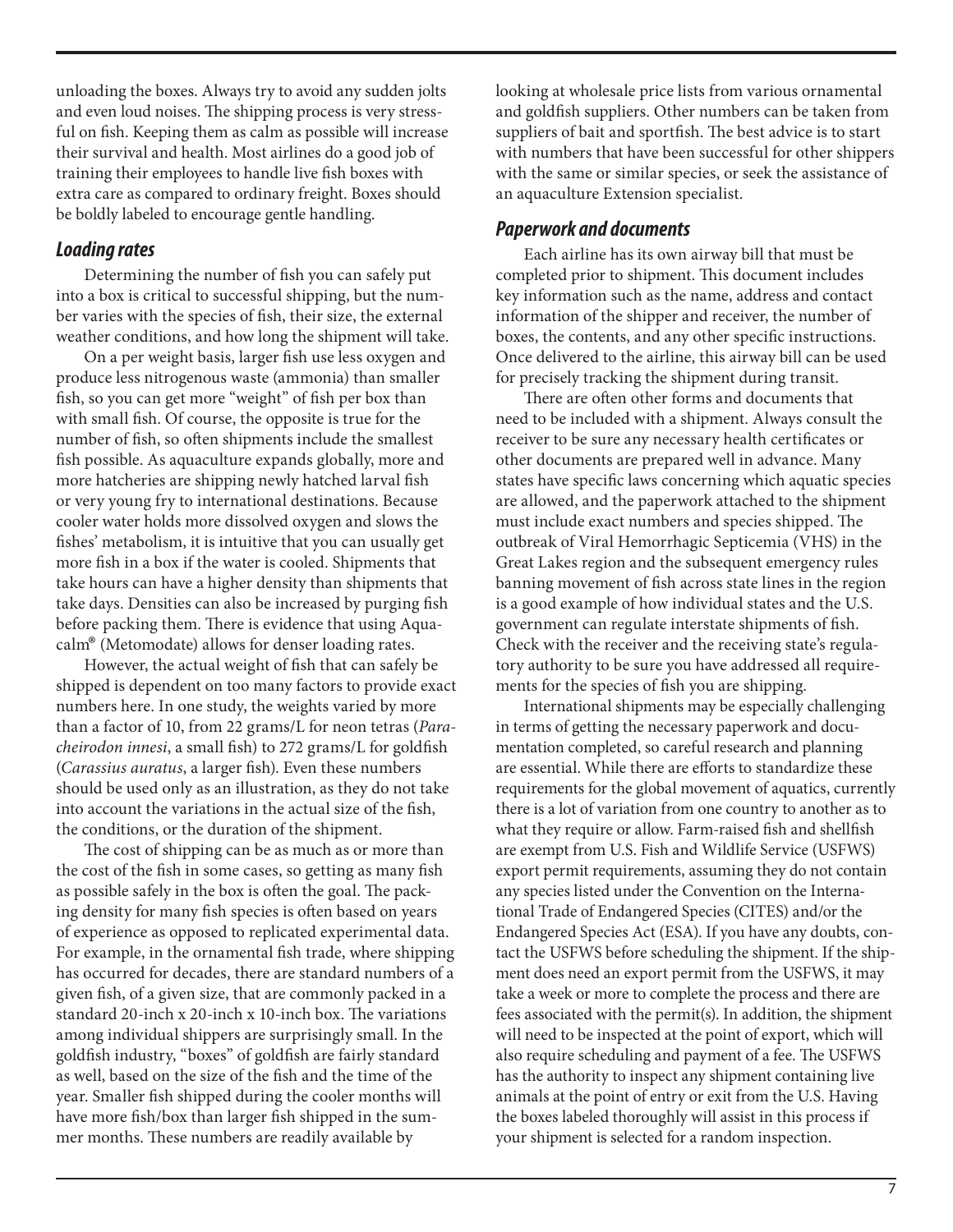unloading the boxes. Always try to avoid any sudden jolts and even loud noises. The shipping process is very stressful on fish. Keeping them as calm as possible will increase their survival and health. Most airlines do a good job of training their employees to handle live fish boxes with extra care as compared to ordinary freight. Boxes should be boldly labeled to encourage gentle handling.

### *Loading rates*

Determining the number of fish you can safely put into a box is critical to successful shipping, but the number varies with the species of fish, their size, the external weather conditions, and how long the shipment will take.

On a per weight basis, larger fish use less oxygen and produce less nitrogenous waste (ammonia) than smaller fish, so you can get more "weight" of fish per box than with small fish. Of course, the opposite is true for the number of fish, so often shipments include the smallest fish possible. As aquaculture expands globally, more and more hatcheries are shipping newly hatched larval fish or very young fry to international destinations. Because cooler water holds more dissolved oxygen and slows the fishes' metabolism, it is intuitive that you can usually get more fish in a box if the water is cooled. Shipments that take hours can have a higher density than shipments that take days. Densities can also be increased by purging fish before packing them. There is evidence that using Aquacalm® (Metomodate) allows for denser loading rates.

However, the actual weight of fish that can safely be shipped is dependent on too many factors to provide exact numbers here. In one study, the weights varied by more than a factor of 10, from 22 grams/L for neon tetras (*Paracheirodon innesi*, a small fish) to 272 grams/L for goldfish (*Carassius auratus*, a larger fish). Even these numbers should be used only as an illustration, as they do not take into account the variations in the actual size of the fish, the conditions, or the duration of the shipment.

The cost of shipping can be as much as or more than the cost of the fish in some cases, so getting as many fish as possible safely in the box is often the goal. The packing density for many fish species is often based on years of experience as opposed to replicated experimental data. For example, in the ornamental fish trade, where shipping has occurred for decades, there are standard numbers of a given fish, of a given size, that are commonly packed in a standard 20-inch x 20-inch x 10-inch box. The variations among individual shippers are surprisingly small. In the goldfish industry, "boxes" of goldfish are fairly standard as well, based on the size of the fish and the time of the year. Smaller fish shipped during the cooler months will have more fish/box than larger fish shipped in the summer months. These numbers are readily available by looking at wholesale price lists from various ornamental and goldfish suppliers. Other numbers can be taken from suppliers of bait and sportfish. The best advice is to start with numbers that have been successful for other shippers with the same or similar species, or seek the assistance of an aquaculture Extension specialist.

### *Paperwork and documents*

Each airline has its own airway bill that must be completed prior to shipment. This document includes key information such as the name, address and contact information of the shipper and receiver, the number of boxes, the contents, and any other specific instructions. Once delivered to the airline, this airway bill can be used for precisely tracking the shipment during transit.

There are often other forms and documents that need to be included with a shipment. Always consult the receiver to be sure any necessary health certificates or other documents are prepared well in advance. Many states have specific laws concerning which aquatic species are allowed, and the paperwork attached to the shipment must include exact numbers and species shipped. The outbreak of Viral Hemorrhagic Septicemia (VHS) in the Great Lakes region and the subsequent emergency rules banning movement of fish across state lines in the region is a good example of how individual states and the U.S. government can regulate interstate shipments of fish. Check with the receiver and the receiving state's regulatory authority to be sure you have addressed all requirements for the species of fish you are shipping.

International shipments may be especially challenging in terms of getting the necessary paperwork and documentation completed, so careful research and planning are essential. While there are efforts to standardize these requirements for the global movement of aquatics, currently there is a lot of variation from one country to another as to what they require or allow. Farm-raised fish and shellfish are exempt from U.S. Fish and Wildlife Service (USFWS) export permit requirements, assuming they do not contain any species listed under the Convention on the International Trade of Endangered Species (CITES) and/or the Endangered Species Act (ESA). If you have any doubts, contact the USFWS before scheduling the shipment. If the shipment does need an export permit from the USFWS, it may take a week or more to complete the process and there are fees associated with the permit(s). In addition, the shipment will need to be inspected at the point of export, which will also require scheduling and payment of a fee. The USFWS has the authority to inspect any shipment containing live animals at the point of entry or exit from the U.S. Having the boxes labeled thoroughly will assist in this process if your shipment is selected for a random inspection.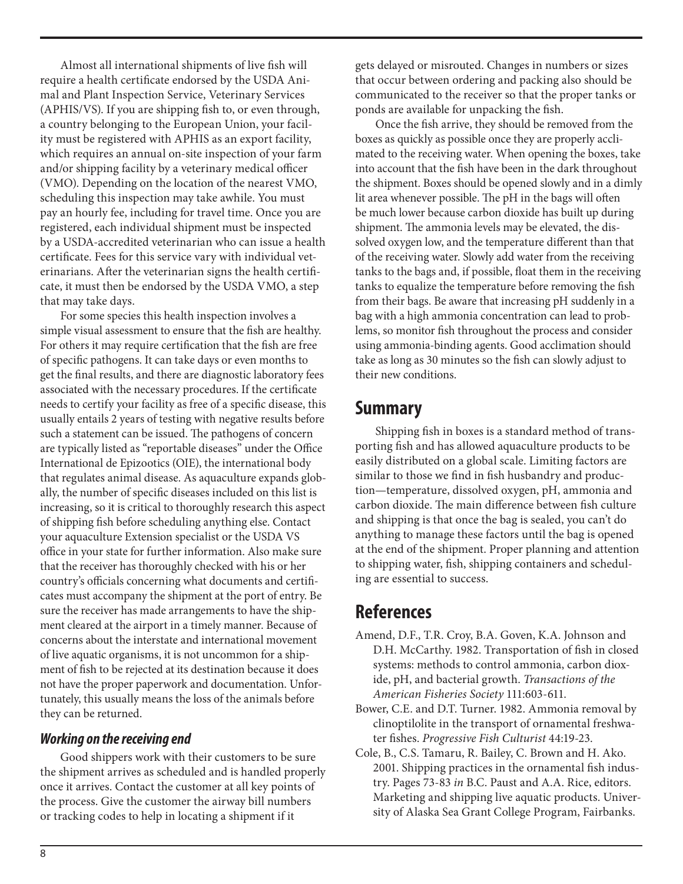Almost all international shipments of live fish will require a health certificate endorsed by the USDA Animal and Plant Inspection Service, Veterinary Services (APHIS/VS). If you are shipping fish to, or even through, a country belonging to the European Union, your facility must be registered with APHIS as an export facility, which requires an annual on-site inspection of your farm and/or shipping facility by a veterinary medical officer (VMO). Depending on the location of the nearest VMO, scheduling this inspection may take awhile. You must pay an hourly fee, including for travel time. Once you are registered, each individual shipment must be inspected by a USDA-accredited veterinarian who can issue a health certificate. Fees for this service vary with individual veterinarians. After the veterinarian signs the health certificate, it must then be endorsed by the USDA VMO, a step that may take days.

For some species this health inspection involves a simple visual assessment to ensure that the fish are healthy. For others it may require certification that the fish are free of specific pathogens. It can take days or even months to get the final results, and there are diagnostic laboratory fees associated with the necessary procedures. If the certificate needs to certify your facility as free of a specific disease, this usually entails 2 years of testing with negative results before such a statement can be issued. The pathogens of concern are typically listed as "reportable diseases" under the Office International de Epizootics (OIE), the international body that regulates animal disease. As aquaculture expands globally, the number of specific diseases included on this list is increasing, so it is critical to thoroughly research this aspect of shipping fish before scheduling anything else. Contact your aquaculture Extension specialist or the USDA VS office in your state for further information. Also make sure that the receiver has thoroughly checked with his or her country's officials concerning what documents and certificates must accompany the shipment at the port of entry. Be sure the receiver has made arrangements to have the shipment cleared at the airport in a timely manner. Because of concerns about the interstate and international movement of live aquatic organisms, it is not uncommon for a shipment of fish to be rejected at its destination because it does not have the proper paperwork and documentation. Unfortunately, this usually means the loss of the animals before they can be returned.

### *Working on the receiving end*

Good shippers work with their customers to be sure the shipment arrives as scheduled and is handled properly once it arrives. Contact the customer at all key points of the process. Give the customer the airway bill numbers or tracking codes to help in locating a shipment if it gets delayed or misrouted. Changes in numbers or sizes that occur between ordering and packing also should be communicated to the receiver so that the proper tanks or ponds are available for unpacking the fish.

Once the fish arrive, they should be removed from the boxes as quickly as possible once they are properly acclimated to the receiving water. When opening the boxes, take into account that the fish have been in the dark throughout the shipment. Boxes should be opened slowly and in a dimly lit area whenever possible. The pH in the bags will often be much lower because carbon dioxide has built up during shipment. The ammonia levels may be elevated, the dissolved oxygen low, and the temperature different than that of the receiving water. Slowly add water from the receiving tanks to the bags and, if possible, float them in the receiving tanks to equalize the temperature before removing the fish from their bags. Be aware that increasing pH suddenly in a bag with a high ammonia concentration can lead to problems, so monitor fish throughout the process and consider using ammonia-binding agents. Good acclimation should take as long as 30 minutes so the fish can slowly adjust to their new conditions.

## Summary

Shipping fish in boxes is a standard method of transporting fish and has allowed aquaculture products to be easily distributed on a global scale. Limiting factors are similar to those we find in fish husbandry and production—temperature, dissolved oxygen, pH, ammonia and carbon dioxide. The main difference between fish culture and shipping is that once the bag is sealed, you can't do anything to manage these factors until the bag is opened at the end of the shipment. Proper planning and attention to shipping water, fish, shipping containers and scheduling are essential to success.

## References

Amend, D.F., T.R. Croy, B.A. Goven, K.A. Johnson and D.H. McCarthy. 1982. Transportation of fish in closed systems: methods to control ammonia, carbon dioxide, pH, and bacterial growth. *Transactions of the American Fisheries Society* 111:603-611.

Bower, C.E. and D.T. Turner. 1982. Ammonia removal by clinoptilolite in the transport of ornamental freshwater fishes. *Progressive Fish Culturist* 44:19-23.

Cole, B., C.S. Tamaru, R. Bailey, C. Brown and H. Ako. 2001. Shipping practices in the ornamental fish industry. Pages 73-83 *in* B.C. Paust and A.A. Rice, editors. Marketing and shipping live aquatic products. University of Alaska Sea Grant College Program, Fairbanks.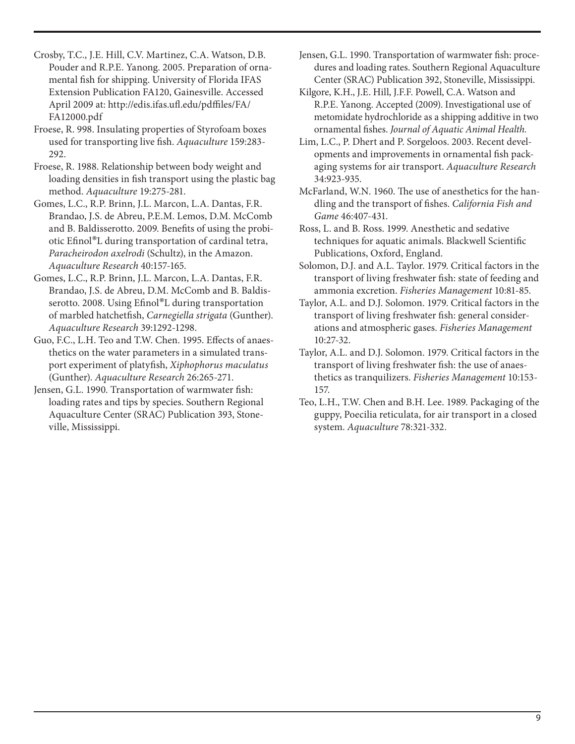Crosby, T.C., J.E. Hill, C.V. Martinez, C.A. Watson, D.B. Pouder and R.P.E. Yanong. 2005. Preparation of ornamental fish for shipping. University of Florida IFAS Extension Publication FA120, Gainesville. Accessed April 2009 at: http://edis.ifas.ufl.edu/pdffiles/FA/FA12000.pdf

Froese, R. 998. Insulating properties of Styrofoam boxes used for transporting live fish. *Aquaculture* 159:283-292.

Froese, R. 1988. Relationship between body weight and loading densities in fish transport using the plastic bag method. *Aquaculture* 19:275-281.

Gomes, L.C., R.P. Brinn, J.L. Marcon, L.A. Dantas, F.R. Brandao, J.S. de Abreu, P.E.M. Lemos, D.M. McComb and B. Baldisserotto. 2009. Benefits of using the probiotic Efinol®L during transportation of cardinal tetra, *Paracheirodon axelrodi* (Schultz), in the Amazon. *Aquaculture Research* 40:157-165.

Gomes, L.C., R.P. Brinn, J.L. Marcon, L.A. Dantas, F.R. Brandao, J.S. de Abreu, D.M. McComb and B. Baldisserotto. 2008. Using Efinol®L during transportation of marbled hatchetfish, *Carnegiella strigata* (Gunther). *Aquaculture Research* 39:1292-1298.

Guo, F.C., L.H. Teo and T.W. Chen. 1995. Effects of anaesthetics on the water parameters in a simulated transport experiment of platyfish, *Xiphophorus maculatus* (Gunther). *Aquaculture Research* 26:265-271.

Jensen, G.L. 1990. Transportation of warmwater fish: loading rates and tips by species. Southern Regional Aquaculture Center (SRAC) Publication 393, Stoneville, Mississippi.

Jensen, G.L. 1990. Transportation of warmwater fish: procedures and loading rates. Southern Regional Aquaculture Center (SRAC) Publication 392, Stoneville, Mississippi.

Kilgore, K.H., J.E. Hill, J.F.F. Powell, C.A. Watson and R.P.E. Yanong. Accepted (2009). Investigational use of metomidate hydrochloride as a shipping additive in two ornamental fishes. *Journal of Aquatic Animal Health.*

Lim, L.C., P. Dhert and P. Sorgeloos. 2003. Recent developments and improvements in ornamental fish packaging systems for air transport. *Aquaculture Research* 34:923-935.

McFarland, W.N. 1960. The use of anesthetics for the handling and the transport of fishes. *California Fish and Game* 46:407-431.

Ross, L. and B. Ross. 1999. Anesthetic and sedative techniques for aquatic animals. Blackwell Scientific Publications, Oxford, England.

Solomon, D.J. and A.L. Taylor. 1979. Critical factors in the transport of living freshwater fish: state of feeding and ammonia excretion. *Fisheries Management* 10:81-85.

Taylor, A.L. and D.J. Solomon. 1979. Critical factors in the transport of living freshwater fish: general considerations and atmospheric gases. *Fisheries Management* 10:27-32.

Taylor, A.L. and D.J. Solomon. 1979. Critical factors in the transport of living freshwater fish: the use of anaesthetics as tranquilizers. *Fisheries Management* 10:153-157.

Teo, L.H., T.W. Chen and B.H. Lee. 1989. Packaging of the guppy, Poecilia reticulata, for air transport in a closed system. *Aquaculture* 78:321-332.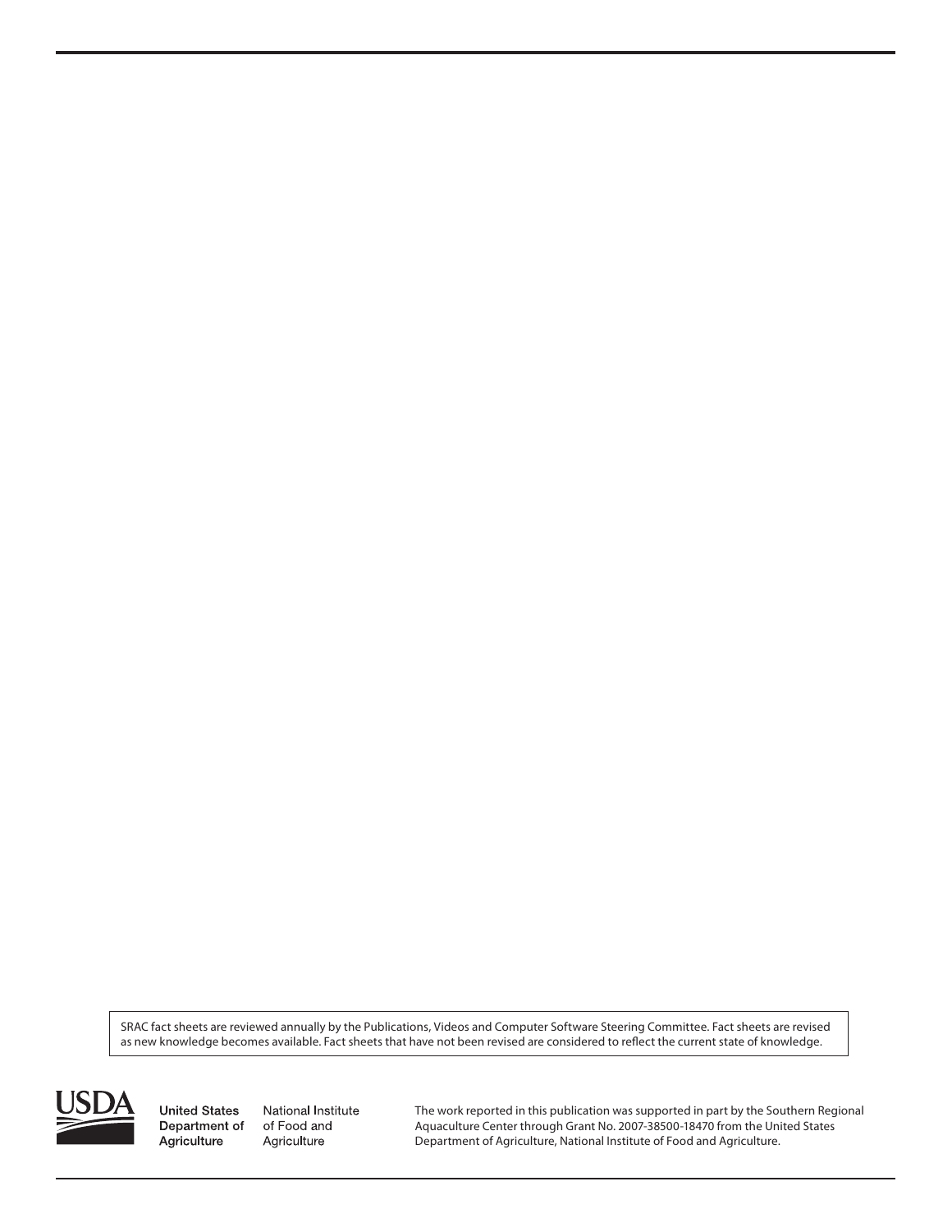SRAC fact sheets are reviewed annually by the Publications, Videos and Computer Software Steering Committee. Fact sheets are revised as new knowledge becomes available. Fact sheets that have not been revised are considered to reflect the current state of knowledge.

USDA

United States Department of Agriculture

National Institute of Food and Agriculture

The work reported in this publication was supported in part by the Southern Regional Aquaculture Center through Grant No. 2007-38500-18470 from the United States Department of Agriculture, National Institute of Food and Agriculture.